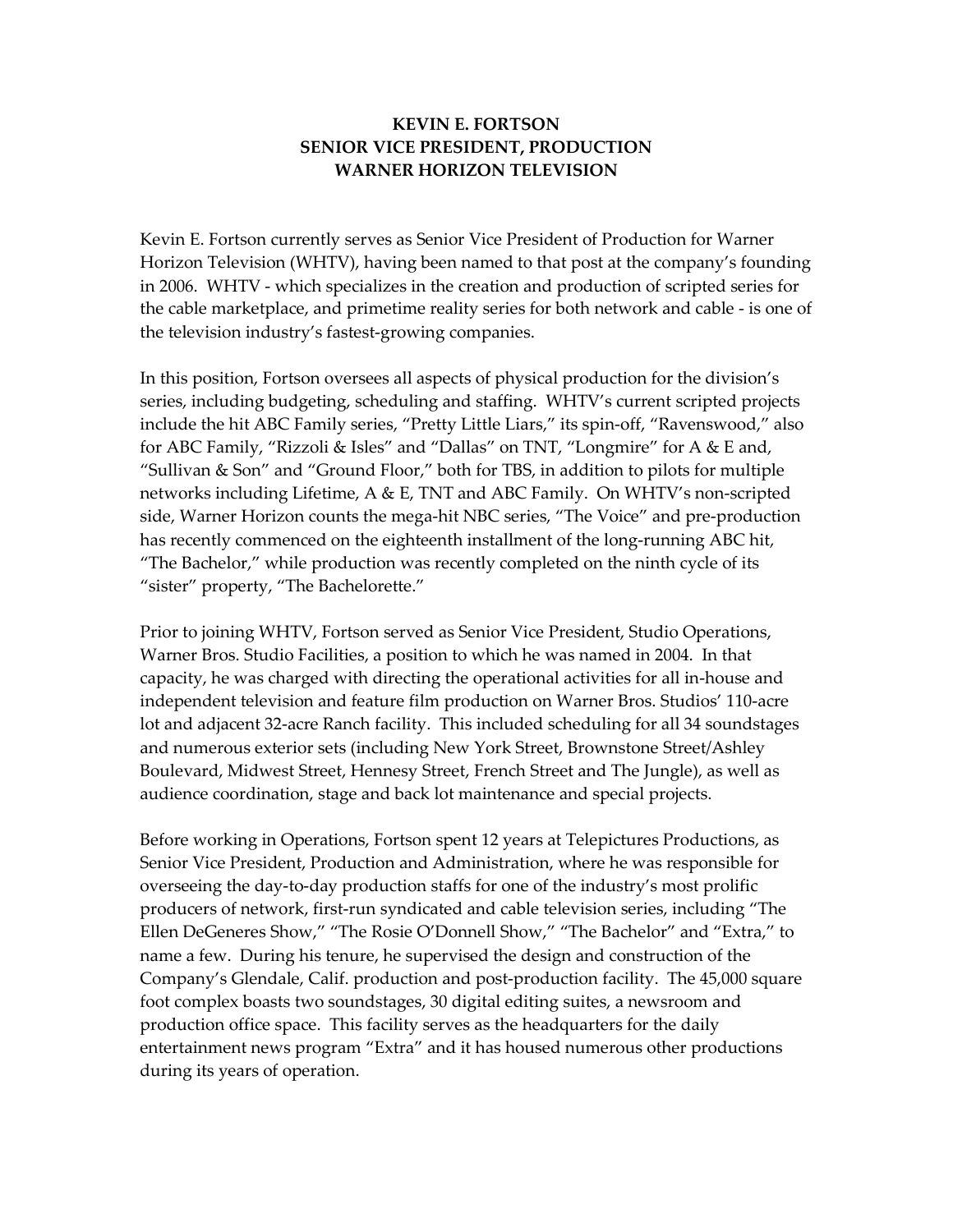# KEVIN E. FORTSON
## SENIOR VICE PRESIDENT, PRODUCTION
## WARNER HORIZON TELEVISION

Kevin E. Fortson currently serves as Senior Vice President of Production for Warner Horizon Television (WHTV), having been named to that post at the company's founding in 2006. WHTV - which specializes in the creation and production of scripted series for the cable marketplace, and primetime reality series for both network and cable - is one of the television industry's fastest-growing companies.

In this position, Fortson oversees all aspects of physical production for the division's series, including budgeting, scheduling and staffing. WHTV's current scripted projects include the hit ABC Family series, "Pretty Little Liars," its spin-off, "Ravenswood," also for ABC Family, "Rizzoli & Isles" and "Dallas" on TNT, "Longmire" for A & E and, "Sullivan & Son" and "Ground Floor," both for TBS, in addition to pilots for multiple networks including Lifetime, A & E, TNT and ABC Family. On WHTV's non-scripted side, Warner Horizon counts the mega-hit NBC series, "The Voice" and pre-production has recently commenced on the eighteenth installment of the long-running ABC hit, "The Bachelor," while production was recently completed on the ninth cycle of its "sister" property, "The Bachelorette."

Prior to joining WHTV, Fortson served as Senior Vice President, Studio Operations, Warner Bros. Studio Facilities, a position to which he was named in 2004. In that capacity, he was charged with directing the operational activities for all in-house and independent television and feature film production on Warner Bros. Studios' 110-acre lot and adjacent 32-acre Ranch facility. This included scheduling for all 34 soundstages and numerous exterior sets (including New York Street, Brownstone Street/Ashley Boulevard, Midwest Street, Hennesy Street, French Street and The Jungle), as well as audience coordination, stage and back lot maintenance and special projects.

Before working in Operations, Fortson spent 12 years at Telepictures Productions, as Senior Vice President, Production and Administration, where he was responsible for overseeing the day-to-day production staffs for one of the industry's most prolific producers of network, first-run syndicated and cable television series, including "The Ellen DeGeneres Show," "The Rosie O'Donnell Show," "The Bachelor" and "Extra," to name a few. During his tenure, he supervised the design and construction of the Company's Glendale, Calif. production and post-production facility. The 45,000 square foot complex boasts two soundstages, 30 digital editing suites, a newsroom and production office space. This facility serves as the headquarters for the daily entertainment news program "Extra" and it has housed numerous other productions during its years of operation.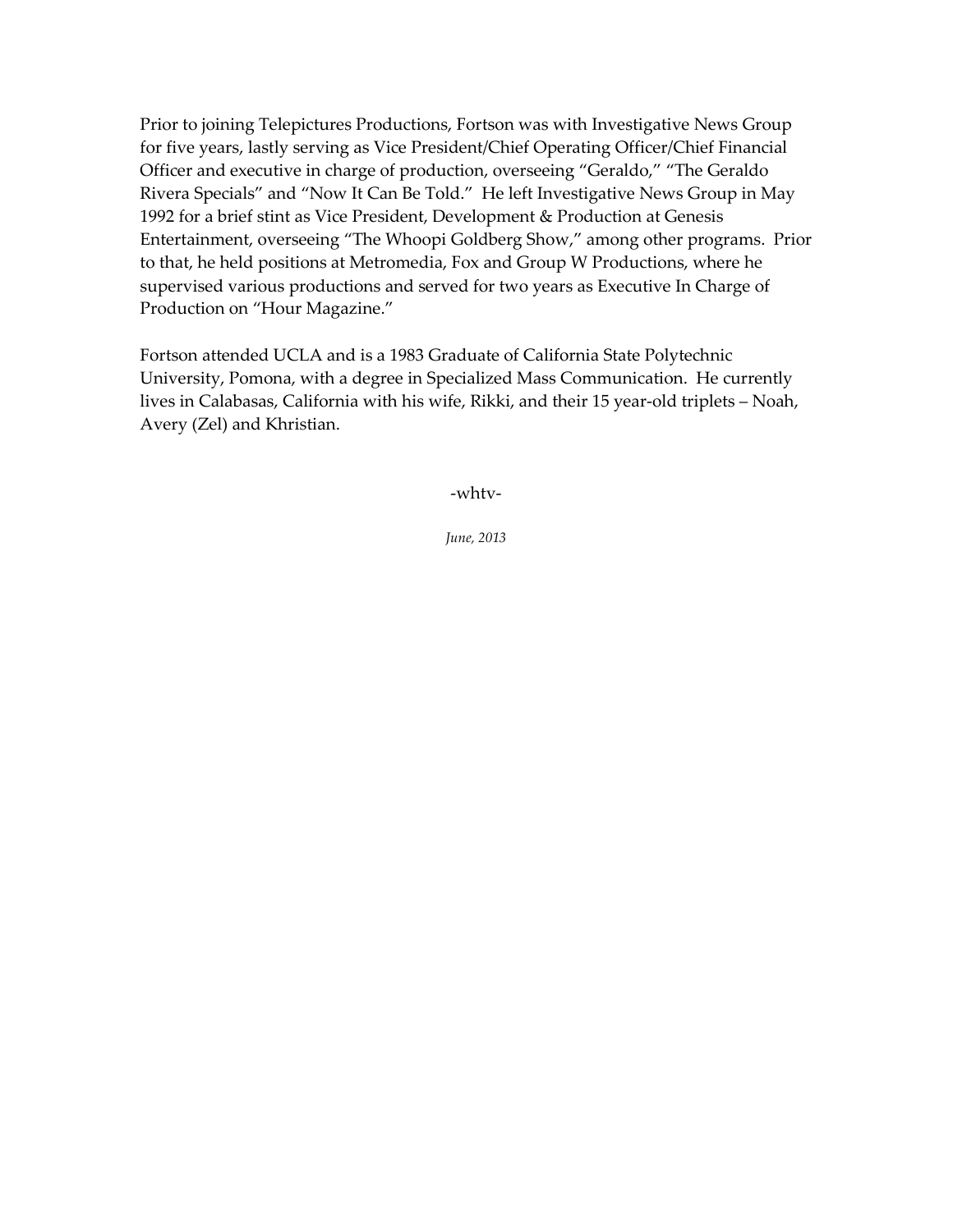Prior to joining Telepictures Productions, Fortson was with Investigative News Group for five years, lastly serving as Vice President/Chief Operating Officer/Chief Financial Officer and executive in charge of production, overseeing "Geraldo," "The Geraldo Rivera Specials" and "Now It Can Be Told." He left Investigative News Group in May 1992 for a brief stint as Vice President, Development & Production at Genesis Entertainment, overseeing "The Whoopi Goldberg Show," among other programs. Prior to that, he held positions at Metromedia, Fox and Group W Productions, where he supervised various productions and served for two years as Executive In Charge of Production on "Hour Magazine."

Fortson attended UCLA and is a 1983 Graduate of California State Polytechnic University, Pomona, with a degree in Specialized Mass Communication. He currently lives in Calabasas, California with his wife, Rikki, and their 15 year-old triplets – Noah, Avery (Zel) and Khristian.

-whtv-

*June, 2013*